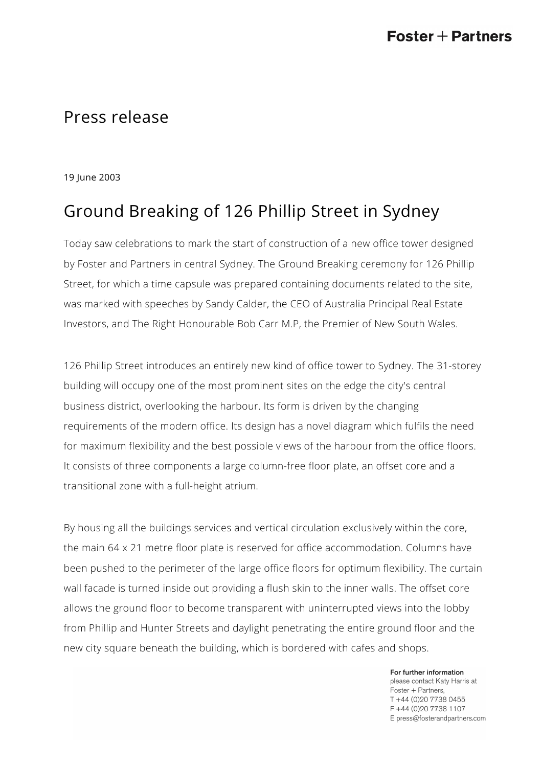Foster + Partners

# Press release

19 June 2003

## Ground Breaking of 126 Phillip Street in Sydney

Today saw celebrations to mark the start of construction of a new office tower designed by Foster and Partners in central Sydney. The Ground Breaking ceremony for 126 Phillip Street, for which a time capsule was prepared containing documents related to the site, was marked with speeches by Sandy Calder, the CEO of Australia Principal Real Estate Investors, and The Right Honourable Bob Carr M.P, the Premier of New South Wales.

126 Phillip Street introduces an entirely new kind of office tower to Sydney. The 31-storey building will occupy one of the most prominent sites on the edge the city's central business district, overlooking the harbour. Its form is driven by the changing requirements of the modern office. Its design has a novel diagram which fulfils the need for maximum flexibility and the best possible views of the harbour from the office floors. It consists of three components a large column-free floor plate, an offset core and a transitional zone with a full-height atrium.

By housing all the buildings services and vertical circulation exclusively within the core, the main 64 x 21 metre floor plate is reserved for office accommodation. Columns have been pushed to the perimeter of the large office floors for optimum flexibility. The curtain wall facade is turned inside out providing a flush skin to the inner walls. The offset core allows the ground floor to become transparent with uninterrupted views into the lobby from Phillip and Hunter Streets and daylight penetrating the entire ground floor and the new city square beneath the building, which is bordered with cafes and shops.

**For further information**
please contact Katy Harris at
Foster + Partners,
T +44 (0)20 7738 0455
F +44 (0)20 7738 1107
E press@fosterandpartners.com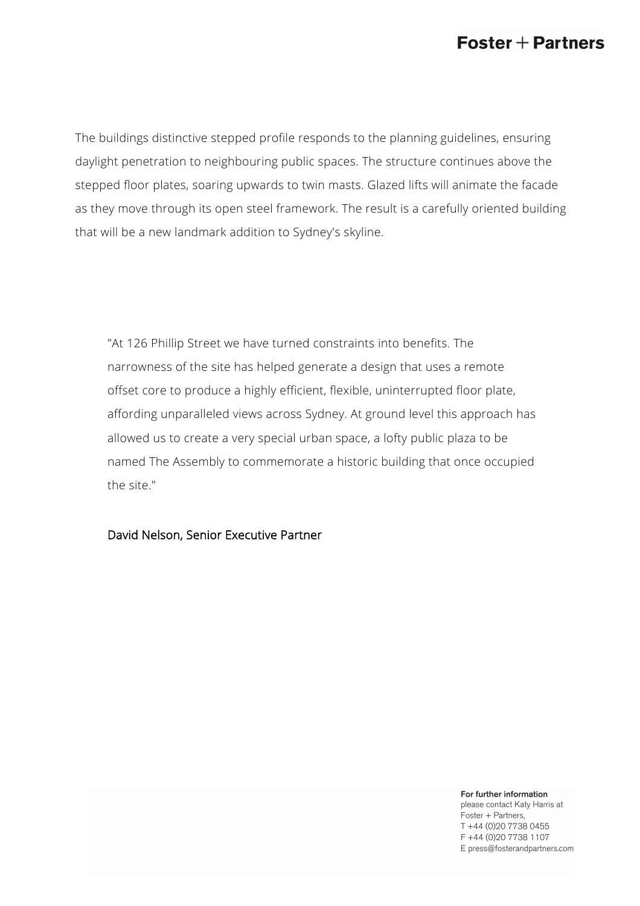The buildings distinctive stepped profile responds to the planning guidelines, ensuring daylight penetration to neighbouring public spaces. The structure continues above the stepped floor plates, soaring upwards to twin masts. Glazed lifts will animate the facade as they move through its open steel framework. The result is a carefully oriented building that will be a new landmark addition to Sydney's skyline.

> "At 126 Phillip Street we have turned constraints into benefits. The narrowness of the site has helped generate a design that uses a remote offset core to produce a highly efficient, flexible, uninterrupted floor plate, affording unparalleled views across Sydney. At ground level this approach has allowed us to create a very special urban space, a lofty public plaza to be named The Assembly to commemorate a historic building that once occupied the site."
>
> David Nelson, Senior Executive Partner

**For further information**
please contact Katy Harris at
Foster + Partners,
T +44 (0)20 7738 0455
F +44 (0)20 7738 1107
E press@fosterandpartners.com